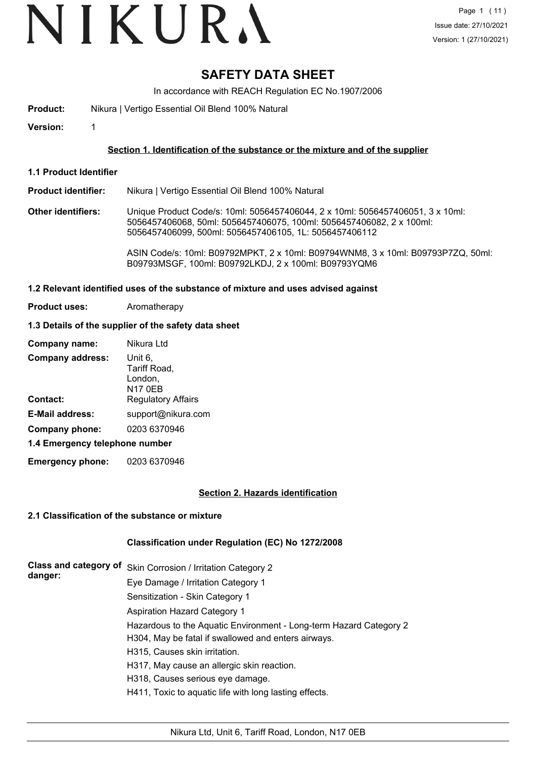# SAFETY DATA SHEET

In accordance with REACH Regulation EC No.1907/2006

**Product:** Nikura | Vertigo Essential Oil Blend 100% Natural

**Version:** 1

## Section 1. Identification of the substance or the mixture and of the supplier

### 1.1 Product Identifier

**Product identifier:** Nikura | Vertigo Essential Oil Blend 100% Natural

**Other identifiers:** Unique Product Code/s: 10ml: 5056457406044, 2 x 10ml: 5056457406051, 3 x 10ml: 5056457406068, 50ml: 5056457406075, 100ml: 5056457406082, 2 x 100ml: 5056457406099, 500ml: 5056457406105, 1L: 5056457406112

ASIN Code/s: 10ml: B09792MPKT, 2 x 10ml: B09794WNM8, 3 x 10ml: B09793P7ZQ, 50ml: B09793MSGF, 100ml: B09792LKDJ, 2 x 100ml: B09793YQM6

### 1.2 Relevant identified uses of the substance of mixture and uses advised against

**Product uses:** Aromatherapy

### 1.3 Details of the supplier of the safety data sheet

**Company name:** Nikura Ltd

**Company address:** Unit 6, Tariff Road, London, N17 0EB

**Contact:** Regulatory Affairs

**E-Mail address:** support@nikura.com

**Company phone:** 0203 6370946

### 1.4 Emergency telephone number

**Emergency phone:** 0203 6370946

## Section 2. Hazards identification

### 2.1 Classification of the substance or mixture

**Classification under Regulation (EC) No 1272/2008**

**Class and category of danger:**

Skin Corrosion / Irritation Category 2

Eye Damage / Irritation Category 1

Sensitization - Skin Category 1

Aspiration Hazard Category 1

Hazardous to the Aquatic Environment - Long-term Hazard Category 2

H304, May be fatal if swallowed and enters airways.

H315, Causes skin irritation.

H317, May cause an allergic skin reaction.

H318, Causes serious eye damage.

H411, Toxic to aquatic life with long lasting effects.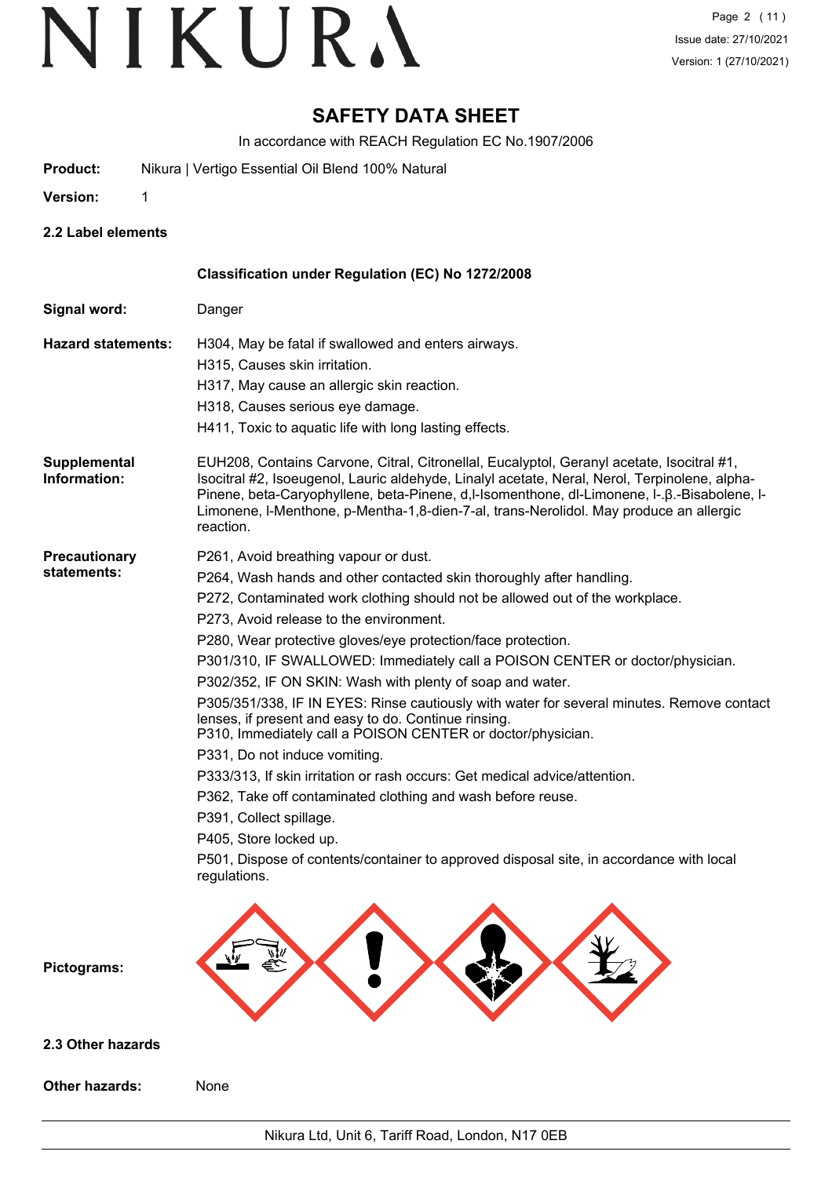# SAFETY DATA SHEET

In accordance with REACH Regulation EC No.1907/2006

**Product:** Nikura | Vertigo Essential Oil Blend 100% Natural

**Version:** 1

## 2.2 Label elements

**Classification under Regulation (EC) No 1272/2008**

**Signal word:** Danger

**Hazard statements:**

H304, May be fatal if swallowed and enters airways.
H315, Causes skin irritation.
H317, May cause an allergic skin reaction.
H318, Causes serious eye damage.
H411, Toxic to aquatic life with long lasting effects.

**Supplemental Information:**

EUH208, Contains Carvone, Citral, Citronellal, Eucalyptol, Geranyl acetate, Isocitral #1, Isocitral #2, Isoeugenol, Lauric aldehyde, Linalyl acetate, Neral, Nerol, Terpinolene, alpha-Pinene, beta-Caryophyllene, beta-Pinene, d,l-Isomenthone, dl-Limonene, l-.β.-Bisabolene, l-Limonene, l-Menthone, p-Mentha-1,8-dien-7-al, trans-Nerolidol. May produce an allergic reaction.

**Precautionary statements:**

P261, Avoid breathing vapour or dust.
P264, Wash hands and other contacted skin thoroughly after handling.
P272, Contaminated work clothing should not be allowed out of the workplace.
P273, Avoid release to the environment.
P280, Wear protective gloves/eye protection/face protection.
P301/310, IF SWALLOWED: Immediately call a POISON CENTER or doctor/physician.
P302/352, IF ON SKIN: Wash with plenty of soap and water.
P305/351/338, IF IN EYES: Rinse cautiously with water for several minutes. Remove contact lenses, if present and easy to do. Continue rinsing.
P310, Immediately call a POISON CENTER or doctor/physician.
P331, Do not induce vomiting.
P333/313, If skin irritation or rash occurs: Get medical advice/attention.
P362, Take off contaminated clothing and wash before reuse.
P391, Collect spillage.
P405, Store locked up.
P501, Dispose of contents/container to approved disposal site, in accordance with local regulations.

**Pictograms:**

## 2.3 Other hazards

**Other hazards:** None

Nikura Ltd, Unit 6, Tariff Road, London, N17 0EB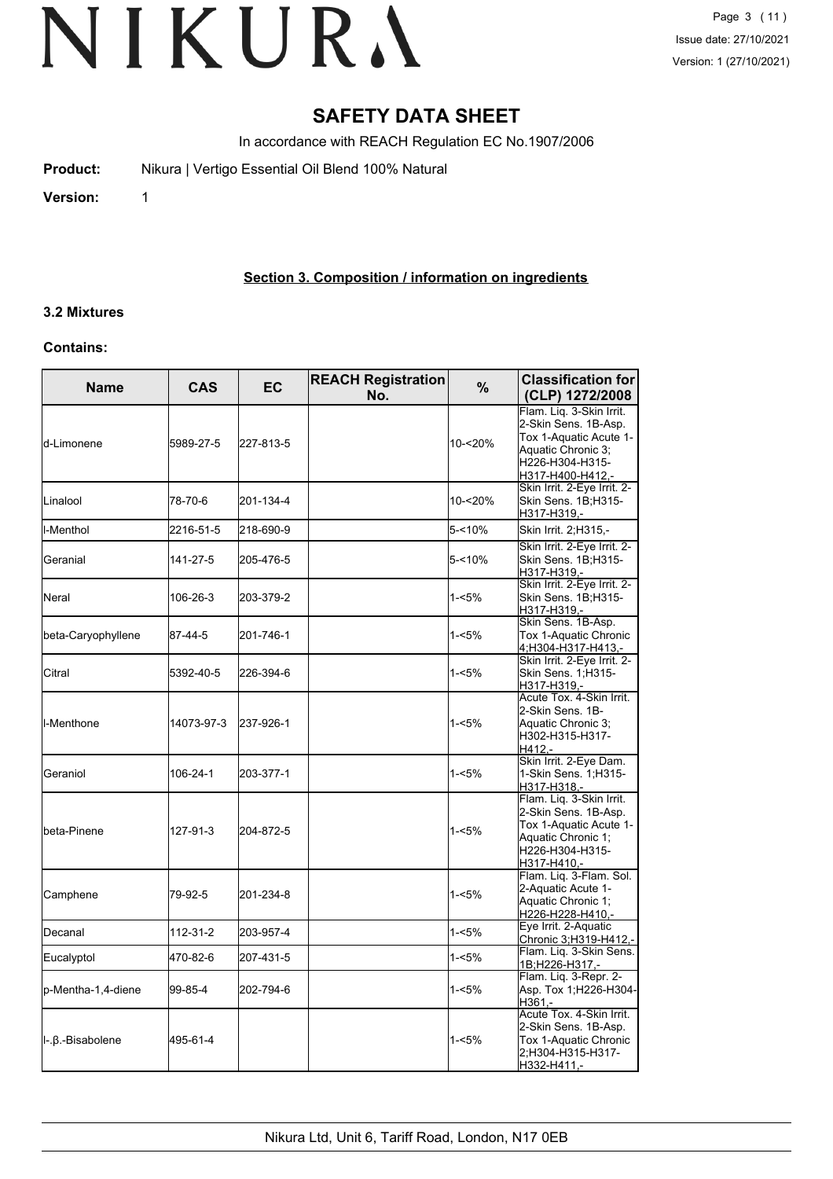# SAFETY DATA SHEET

In accordance with REACH Regulation EC No.1907/2006

**Product:** Nikura | Vertigo Essential Oil Blend 100% Natural

**Version:** 1

## Section 3. Composition / information on ingredients

### 3.2 Mixtures

**Contains:**

| Name | CAS | EC | REACH Registration No. | % | Classification for (CLP) 1272/2008 |
|---|---|---|---|---|---|
| d-Limonene | 5989-27-5 | 227-813-5 | | 10-<20% | Flam. Liq. 3-Skin Irrit. 2-Skin Sens. 1B-Asp. Tox 1-Aquatic Acute 1-Aquatic Chronic 3;H226-H304-H315-H317-H400-H412,- |
| Linalool | 78-70-6 | 201-134-4 | | 10-<20% | Skin Irrit. 2-Eye Irrit. 2-Skin Sens. 1B;H315-H317-H319,- |
| l-Menthol | 2216-51-5 | 218-690-9 | | 5-<10% | Skin Irrit. 2;H315,- |
| Geranial | 141-27-5 | 205-476-5 | | 5-<10% | Skin Irrit. 2-Eye Irrit. 2-Skin Sens. 1B;H315-H317-H319,- |
| Neral | 106-26-3 | 203-379-2 | | 1-<5% | Skin Irrit. 2-Eye Irrit. 2-Skin Sens. 1B;H315-H317-H319,- |
| beta-Caryophyllene | 87-44-5 | 201-746-1 | | 1-<5% | Skin Sens. 1B-Asp. Tox 1-Aquatic Chronic 4;H304-H317-H413,- |
| Citral | 5392-40-5 | 226-394-6 | | 1-<5% | Skin Irrit. 2-Eye Irrit. 2-Skin Sens. 1;H315-H317-H319,- |
| l-Menthone | 14073-97-3 | 237-926-1 | | 1-<5% | Acute Tox. 4-Skin Irrit. 2-Skin Sens. 1B-Aquatic Chronic 3;H302-H315-H317-H412,- |
| Geraniol | 106-24-1 | 203-377-1 | | 1-<5% | Skin Irrit. 2-Eye Dam. 1-Skin Sens. 1;H315-H317-H318,- |
| beta-Pinene | 127-91-3 | 204-872-5 | | 1-<5% | Flam. Liq. 3-Skin Irrit. 2-Skin Sens. 1B-Asp. Tox 1-Aquatic Acute 1-Aquatic Chronic 1;H226-H304-H315-H317-H410,- |
| Camphene | 79-92-5 | 201-234-8 | | 1-<5% | Flam. Liq. 3-Flam. Sol. 2-Aquatic Acute 1-Aquatic Chronic 1;H226-H228-H410,- |
| Decanal | 112-31-2 | 203-957-4 | | 1-<5% | Eye Irrit. 2-Aquatic Chronic 3;H319-H412,- |
| Eucalyptol | 470-82-6 | 207-431-5 | | 1-<5% | Flam. Liq. 3-Skin Sens. 1B;H226-H317,- |
| p-Mentha-1,4-diene | 99-85-4 | 202-794-6 | | 1-<5% | Flam. Liq. 3-Repr. 2-Asp. Tox 1;H226-H304-H361,- |
| l-.β.-Bisabolene | 495-61-4 | | | 1-<5% | Acute Tox. 4-Skin Irrit. 2-Skin Sens. 1B-Asp. Tox 1-Aquatic Chronic 2;H304-H315-H317-H332-H411,- |

Nikura Ltd, Unit 6, Tariff Road, London, N17 0EB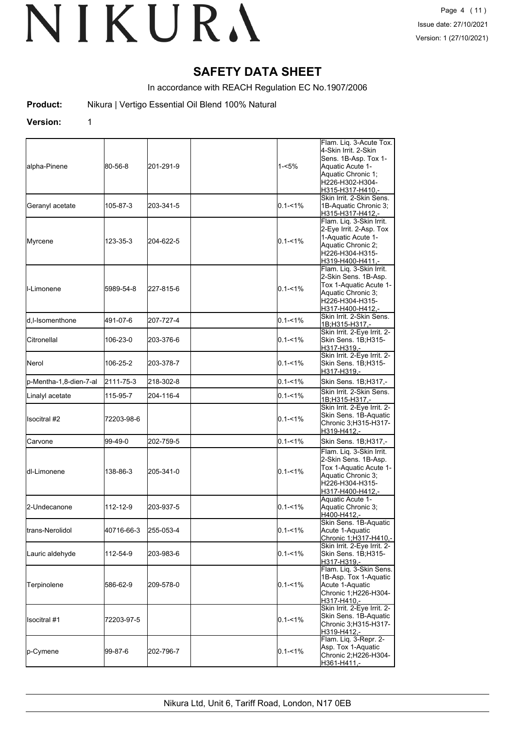# SAFETY DATA SHEET

In accordance with REACH Regulation EC No.1907/2006

**Product:** Nikura | Vertigo Essential Oil Blend 100% Natural

**Version:** 1

| | | | | | |
|---|---|---|---|---|---|
| alpha-Pinene | 80-56-8 | 201-291-9 | | 1-<5% | Flam. Liq. 3-Acute Tox. 4-Skin Irrit. 2-Skin Sens. 1B-Asp. Tox 1-Aquatic Acute 1-Aquatic Chronic 1; H226-H302-H304-H315-H317-H410,- |
| Geranyl acetate | 105-87-3 | 203-341-5 | | 0.1-<1% | Skin Irrit. 2-Skin Sens. 1B-Aquatic Chronic 3; H315-H317-H412,- |
| Myrcene | 123-35-3 | 204-622-5 | | 0.1-<1% | Flam. Liq. 3-Skin Irrit. 2-Eye Irrit. 2-Asp. Tox 1-Aquatic Acute 1-Aquatic Chronic 2; H226-H304-H315-H319-H400-H411,- |
| l-Limonene | 5989-54-8 | 227-815-6 | | 0.1-<1% | Flam. Liq. 3-Skin Irrit. 2-Skin Sens. 1B-Asp. Tox 1-Aquatic Acute 1-Aquatic Chronic 3; H226-H304-H315-H317-H400-H412,- |
| d,l-Isomenthone | 491-07-6 | 207-727-4 | | 0.1-<1% | Skin Irrit. 2-Skin Sens. 1B;H315-H317,- |
| Citronellal | 106-23-0 | 203-376-6 | | 0.1-<1% | Skin Irrit. 2-Eye Irrit. 2-Skin Sens. 1B;H315-H317-H319,- |
| Nerol | 106-25-2 | 203-378-7 | | 0.1-<1% | Skin Irrit. 2-Eye Irrit. 2-Skin Sens. 1B;H315-H317-H319,- |
| p-Mentha-1,8-dien-7-al | 2111-75-3 | 218-302-8 | | 0.1-<1% | Skin Sens. 1B;H317,- |
| Linalyl acetate | 115-95-7 | 204-116-4 | | 0.1-<1% | Skin Irrit. 2-Skin Sens. 1B;H315-H317,- |
| Isocitral #2 | 72203-98-6 | | | 0.1-<1% | Skin Irrit. 2-Eye Irrit. 2-Skin Sens. 1B-Aquatic Chronic 3;H315-H317-H319-H412,- |
| Carvone | 99-49-0 | 202-759-5 | | 0.1-<1% | Skin Sens. 1B;H317,- |
| dl-Limonene | 138-86-3 | 205-341-0 | | 0.1-<1% | Flam. Liq. 3-Skin Irrit. 2-Skin Sens. 1B-Asp. Tox 1-Aquatic Acute 1-Aquatic Chronic 3; H226-H304-H315-H317-H400-H412,- |
| 2-Undecanone | 112-12-9 | 203-937-5 | | 0.1-<1% | Aquatic Acute 1-Aquatic Chronic 3; H400-H412,- |
| trans-Nerolidol | 40716-66-3 | 255-053-4 | | 0.1-<1% | Skin Sens. 1B-Aquatic Acute 1-Aquatic Chronic 1;H317-H410,- |
| Lauric aldehyde | 112-54-9 | 203-983-6 | | 0.1-<1% | Skin Irrit. 2-Eye Irrit. 2-Skin Sens. 1B;H315-H317-H319,- |
| Terpinolene | 586-62-9 | 209-578-0 | | 0.1-<1% | Flam. Liq. 3-Skin Sens. 1B-Asp. Tox 1-Aquatic Acute 1-Aquatic Chronic 1;H226-H304-H317-H410,- |
| Isocitral #1 | 72203-97-5 | | | 0.1-<1% | Skin Irrit. 2-Eye Irrit. 2-Skin Sens. 1B-Aquatic Chronic 3;H315-H317-H319-H412,- |
| p-Cymene | 99-87-6 | 202-796-7 | | 0.1-<1% | Flam. Liq. 3-Repr. 2-Asp. Tox 1-Aquatic Chronic 2;H226-H304-H361-H411,- |

Nikura Ltd, Unit 6, Tariff Road, London, N17 0EB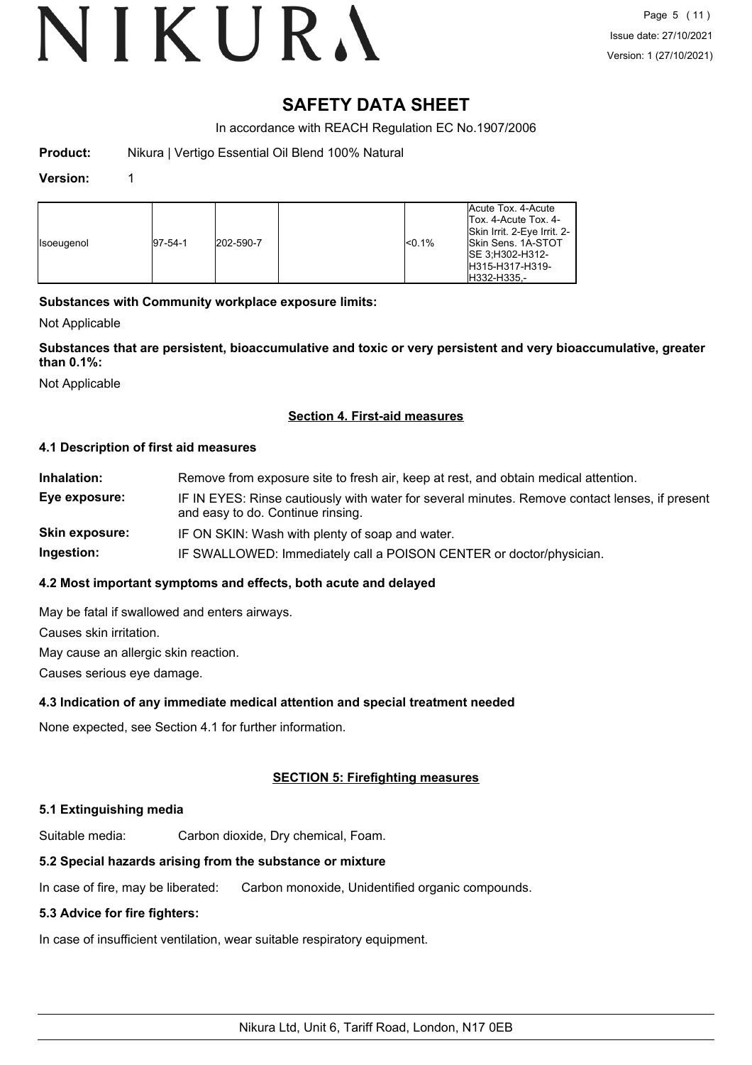# SAFETY DATA SHEET

In accordance with REACH Regulation EC No.1907/2006

**Product:** Nikura | Vertigo Essential Oil Blend 100% Natural

**Version:** 1

| | | | | | |
|---|---|---|---|---|---|
| Isoeugenol | 97-54-1 | 202-590-7 | | <0.1% | Acute Tox. 4-Acute Tox. 4-Acute Tox. 4-Skin Irrit. 2-Eye Irrit. 2-Skin Sens. 1A-STOT SE 3;H302-H312-H315-H317-H319-H332-H335,- |

**Substances with Community workplace exposure limits:**

Not Applicable

**Substances that are persistent, bioaccumulative and toxic or very persistent and very bioaccumulative, greater than 0.1%:**

Not Applicable

## Section 4. First-aid measures

### 4.1 Description of first aid measures

**Inhalation:** Remove from exposure site to fresh air, keep at rest, and obtain medical attention.

**Eye exposure:** IF IN EYES: Rinse cautiously with water for several minutes. Remove contact lenses, if present and easy to do. Continue rinsing.

**Skin exposure:** IF ON SKIN: Wash with plenty of soap and water.

**Ingestion:** IF SWALLOWED: Immediately call a POISON CENTER or doctor/physician.

### 4.2 Most important symptoms and effects, both acute and delayed

May be fatal if swallowed and enters airways.

Causes skin irritation.

May cause an allergic skin reaction.

Causes serious eye damage.

### 4.3 Indication of any immediate medical attention and special treatment needed

None expected, see Section 4.1 for further information.

## SECTION 5: Firefighting measures

### 5.1 Extinguishing media

Suitable media: Carbon dioxide, Dry chemical, Foam.

### 5.2 Special hazards arising from the substance or mixture

In case of fire, may be liberated: Carbon monoxide, Unidentified organic compounds.

### 5.3 Advice for fire fighters:

In case of insufficient ventilation, wear suitable respiratory equipment.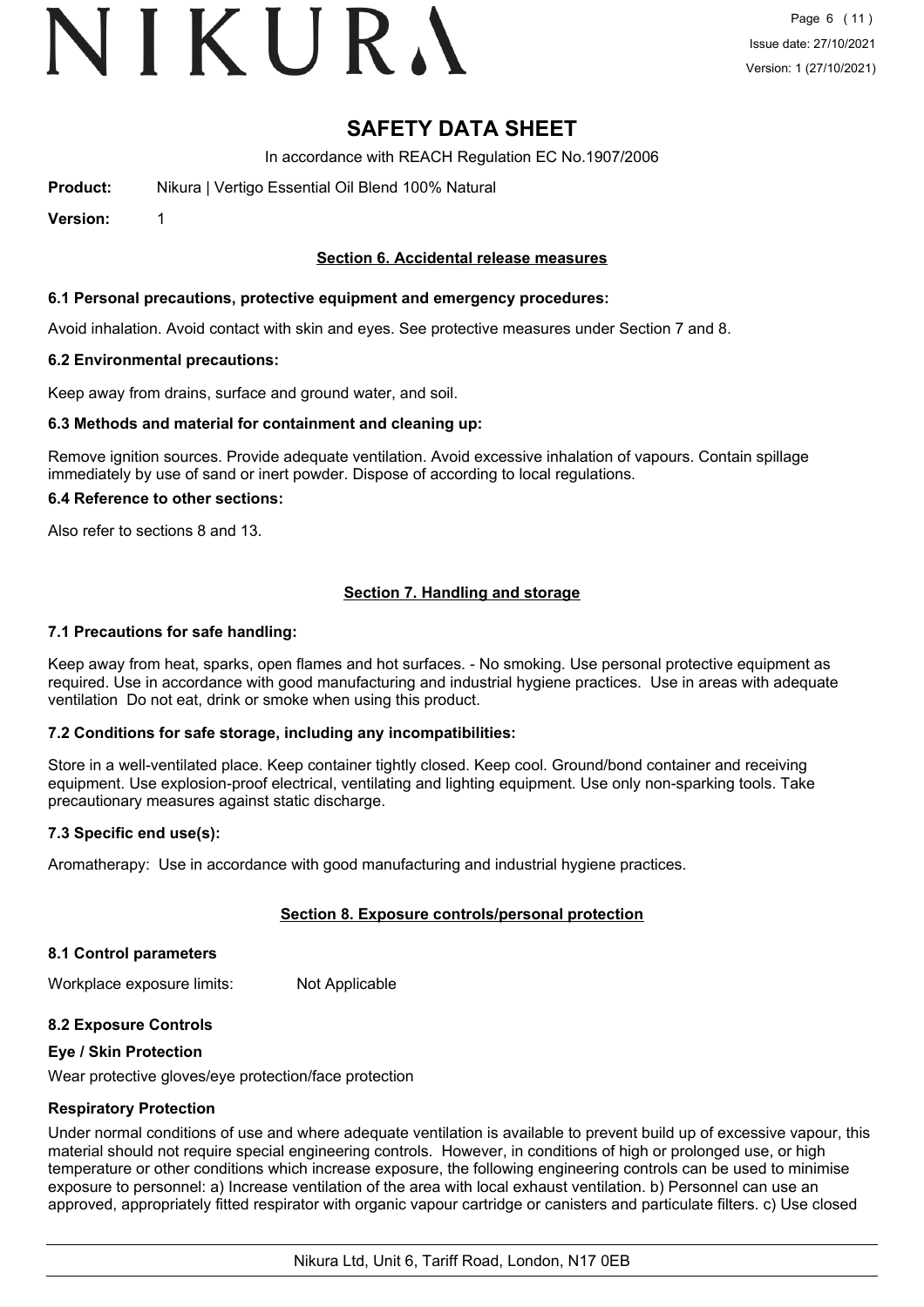# SAFETY DATA SHEET

In accordance with REACH Regulation EC No.1907/2006

**Product:** Nikura | Vertigo Essential Oil Blend 100% Natural

**Version:** 1

## Section 6. Accidental release measures

### 6.1 Personal precautions, protective equipment and emergency procedures:

Avoid inhalation. Avoid contact with skin and eyes. See protective measures under Section 7 and 8.

### 6.2 Environmental precautions:

Keep away from drains, surface and ground water, and soil.

### 6.3 Methods and material for containment and cleaning up:

Remove ignition sources. Provide adequate ventilation. Avoid excessive inhalation of vapours. Contain spillage immediately by use of sand or inert powder. Dispose of according to local regulations.

### 6.4 Reference to other sections:

Also refer to sections 8 and 13.

## Section 7. Handling and storage

### 7.1 Precautions for safe handling:

Keep away from heat, sparks, open flames and hot surfaces. - No smoking. Use personal protective equipment as required. Use in accordance with good manufacturing and industrial hygiene practices. Use in areas with adequate ventilation Do not eat, drink or smoke when using this product.

### 7.2 Conditions for safe storage, including any incompatibilities:

Store in a well-ventilated place. Keep container tightly closed. Keep cool. Ground/bond container and receiving equipment. Use explosion-proof electrical, ventilating and lighting equipment. Use only non-sparking tools. Take precautionary measures against static discharge.

### 7.3 Specific end use(s):

Aromatherapy: Use in accordance with good manufacturing and industrial hygiene practices.

## Section 8. Exposure controls/personal protection

### 8.1 Control parameters

Workplace exposure limits: Not Applicable

### 8.2 Exposure Controls

**Eye / Skin Protection**

Wear protective gloves/eye protection/face protection

**Respiratory Protection**

Under normal conditions of use and where adequate ventilation is available to prevent build up of excessive vapour, this material should not require special engineering controls. However, in conditions of high or prolonged use, or high temperature or other conditions which increase exposure, the following engineering controls can be used to minimise exposure to personnel: a) Increase ventilation of the area with local exhaust ventilation. b) Personnel can use an approved, appropriately fitted respirator with organic vapour cartridge or canisters and particulate filters. c) Use closed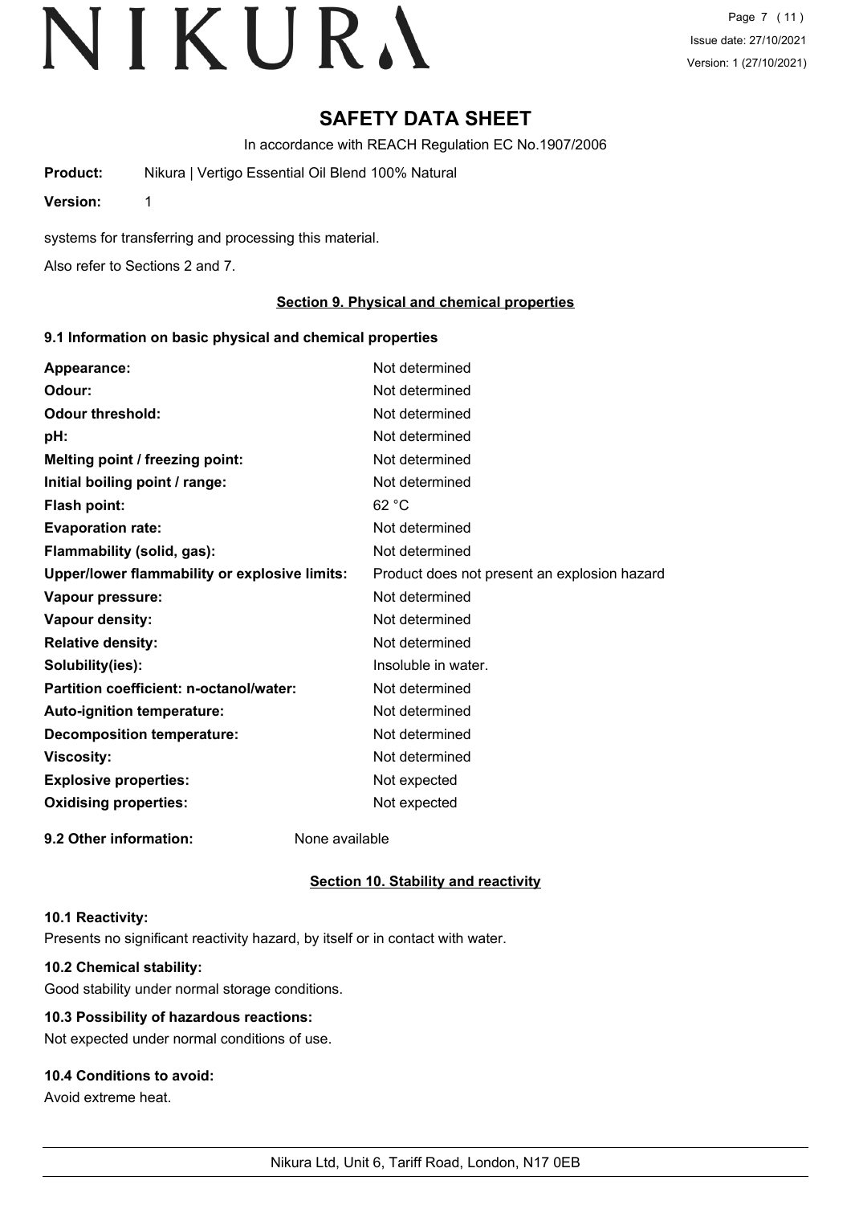# SAFETY DATA SHEET

In accordance with REACH Regulation EC No.1907/2006

**Product:** Nikura | Vertigo Essential Oil Blend 100% Natural

**Version:** 1

systems for transferring and processing this material.

Also refer to Sections 2 and 7.

## Section 9. Physical and chemical properties

### 9.1 Information on basic physical and chemical properties

| | |
|---|---|
| **Appearance:** | Not determined |
| **Odour:** | Not determined |
| **Odour threshold:** | Not determined |
| **pH:** | Not determined |
| **Melting point / freezing point:** | Not determined |
| **Initial boiling point / range:** | Not determined |
| **Flash point:** | 62 °C |
| **Evaporation rate:** | Not determined |
| **Flammability (solid, gas):** | Not determined |
| **Upper/lower flammability or explosive limits:** | Product does not present an explosion hazard |
| **Vapour pressure:** | Not determined |
| **Vapour density:** | Not determined |
| **Relative density:** | Not determined |
| **Solubility(ies):** | Insoluble in water. |
| **Partition coefficient: n-octanol/water:** | Not determined |
| **Auto-ignition temperature:** | Not determined |
| **Decomposition temperature:** | Not determined |
| **Viscosity:** | Not determined |
| **Explosive properties:** | Not expected |
| **Oxidising properties:** | Not expected |

**9.2 Other information:** None available

## Section 10. Stability and reactivity

**10.1 Reactivity:**

Presents no significant reactivity hazard, by itself or in contact with water.

**10.2 Chemical stability:**

Good stability under normal storage conditions.

**10.3 Possibility of hazardous reactions:**

Not expected under normal conditions of use.

**10.4 Conditions to avoid:**

Avoid extreme heat.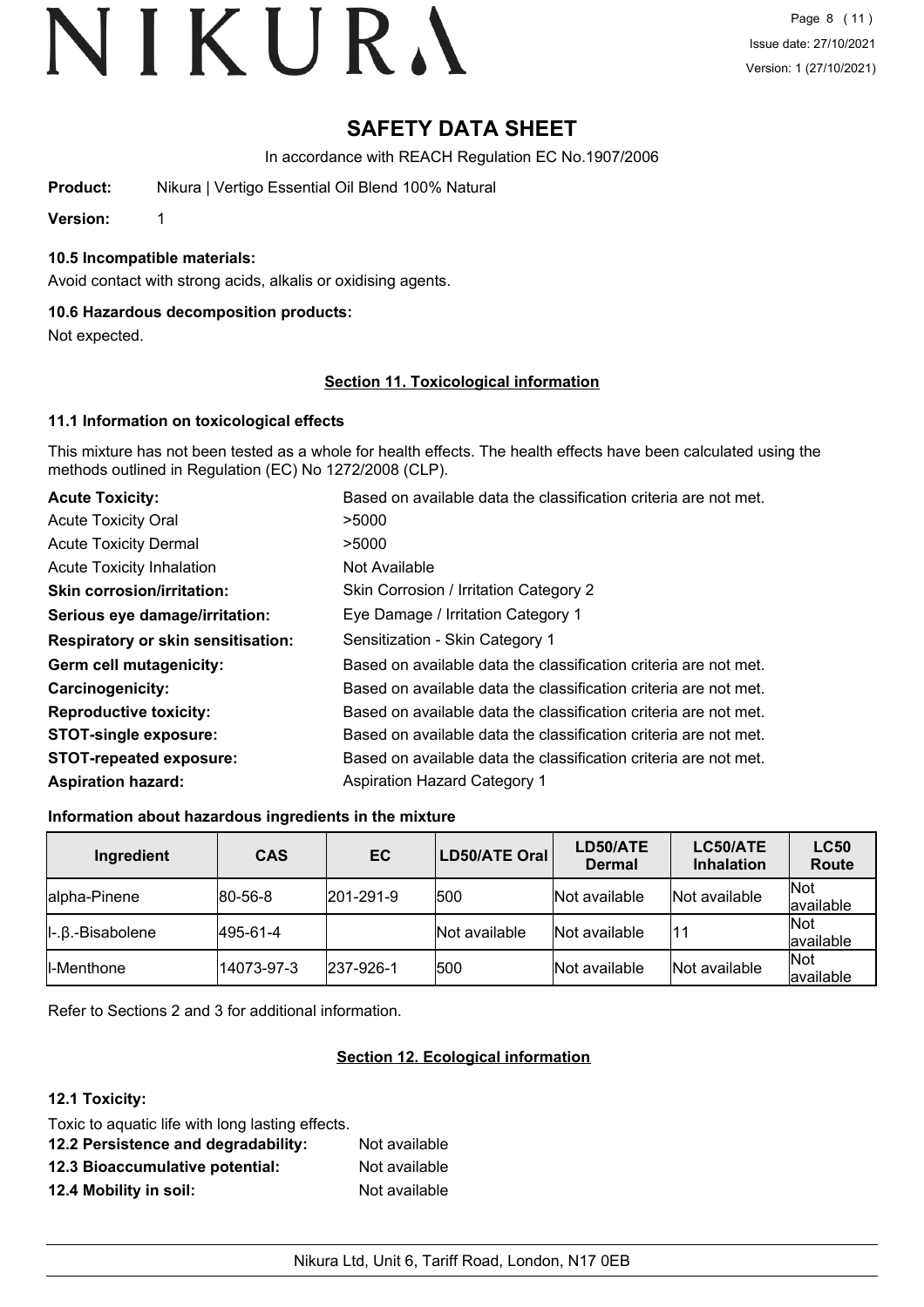# SAFETY DATA SHEET

In accordance with REACH Regulation EC No.1907/2006

**Product:** Nikura | Vertigo Essential Oil Blend 100% Natural

**Version:** 1

### 10.5 Incompatible materials:

Avoid contact with strong acids, alkalis or oxidising agents.

### 10.6 Hazardous decomposition products:

Not expected.

## Section 11. Toxicological information

### 11.1 Information on toxicological effects

This mixture has not been tested as a whole for health effects. The health effects have been calculated using the methods outlined in Regulation (EC) No 1272/2008 (CLP).

| | |
|---|---|
| **Acute Toxicity:** | Based on available data the classification criteria are not met. |
| Acute Toxicity Oral | >5000 |
| Acute Toxicity Dermal | >5000 |
| Acute Toxicity Inhalation | Not Available |
| **Skin corrosion/irritation:** | Skin Corrosion / Irritation Category 2 |
| **Serious eye damage/irritation:** | Eye Damage / Irritation Category 1 |
| **Respiratory or skin sensitisation:** | Sensitization - Skin Category 1 |
| **Germ cell mutagenicity:** | Based on available data the classification criteria are not met. |
| **Carcinogenicity:** | Based on available data the classification criteria are not met. |
| **Reproductive toxicity:** | Based on available data the classification criteria are not met. |
| **STOT-single exposure:** | Based on available data the classification criteria are not met. |
| **STOT-repeated exposure:** | Based on available data the classification criteria are not met. |
| **Aspiration hazard:** | Aspiration Hazard Category 1 |

### Information about hazardous ingredients in the mixture

| Ingredient | CAS | EC | LD50/ATE Oral | LD50/ATE Dermal | LC50/ATE Inhalation | LC50 Route |
|---|---|---|---|---|---|---|
| alpha-Pinene | 80-56-8 | 201-291-9 | 500 | Not available | Not available | Not available |
| l-.β.-Bisabolene | 495-61-4 | | Not available | Not available | 11 | Not available |
| l-Menthone | 14073-97-3 | 237-926-1 | 500 | Not available | Not available | Not available |

Refer to Sections 2 and 3 for additional information.

## Section 12. Ecological information

### 12.1 Toxicity:

Toxic to aquatic life with long lasting effects.

**12.2 Persistence and degradability:** Not available

**12.3 Bioaccumulative potential:** Not available

**12.4 Mobility in soil:** Not available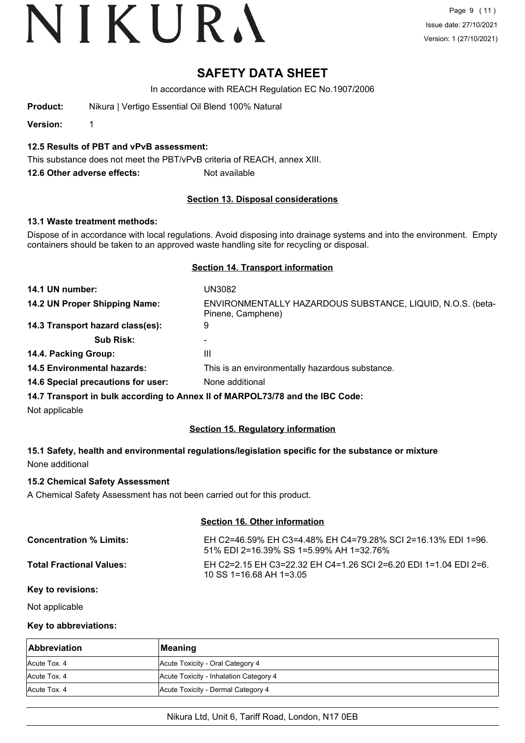# SAFETY DATA SHEET

In accordance with REACH Regulation EC No.1907/2006

**Product:** Nikura | Vertigo Essential Oil Blend 100% Natural

**Version:** 1

**12.5 Results of PBT and vPvB assessment:**

This substance does not meet the PBT/vPvB criteria of REACH, annex XIII.

**12.6 Other adverse effects:** Not available

## Section 13. Disposal considerations

**13.1 Waste treatment methods:**

Dispose of in accordance with local regulations. Avoid disposing into drainage systems and into the environment. Empty containers should be taken to an approved waste handling site for recycling or disposal.

## Section 14. Transport information

**14.1 UN number:** UN3082

**14.2 UN Proper Shipping Name:** ENVIRONMENTALLY HAZARDOUS SUBSTANCE, LIQUID, N.O.S. (beta-Pinene, Camphene)

**14.3 Transport hazard class(es):** 9

**Sub Risk:** -

**14.4. Packing Group:** III

**14.5 Environmental hazards:** This is an environmentally hazardous substance.

**14.6 Special precautions for user:** None additional

**14.7 Transport in bulk according to Annex II of MARPOL73/78 and the IBC Code:**

Not applicable

## Section 15. Regulatory information

**15.1 Safety, health and environmental regulations/legislation specific for the substance or mixture**

None additional

**15.2 Chemical Safety Assessment**

A Chemical Safety Assessment has not been carried out for this product.

## Section 16. Other information

**Concentration % Limits:** EH C2=46.59% EH C3=4.48% EH C4=79.28% SCI 2=16.13% EDI 1=96.51% EDI 2=16.39% SS 1=5.99% AH 1=32.76%

**Total Fractional Values:** EH C2=2.15 EH C3=22.32 EH C4=1.26 SCI 2=6.20 EDI 1=1.04 EDI 2=6.10 SS 1=16.68 AH 1=3.05

**Key to revisions:**

Not applicable

**Key to abbreviations:**

| Abbreviation | Meaning |
|---|---|
| Acute Tox. 4 | Acute Toxicity - Oral Category 4 |
| Acute Tox. 4 | Acute Toxicity - Inhalation Category 4 |
| Acute Tox. 4 | Acute Toxicity - Dermal Category 4 |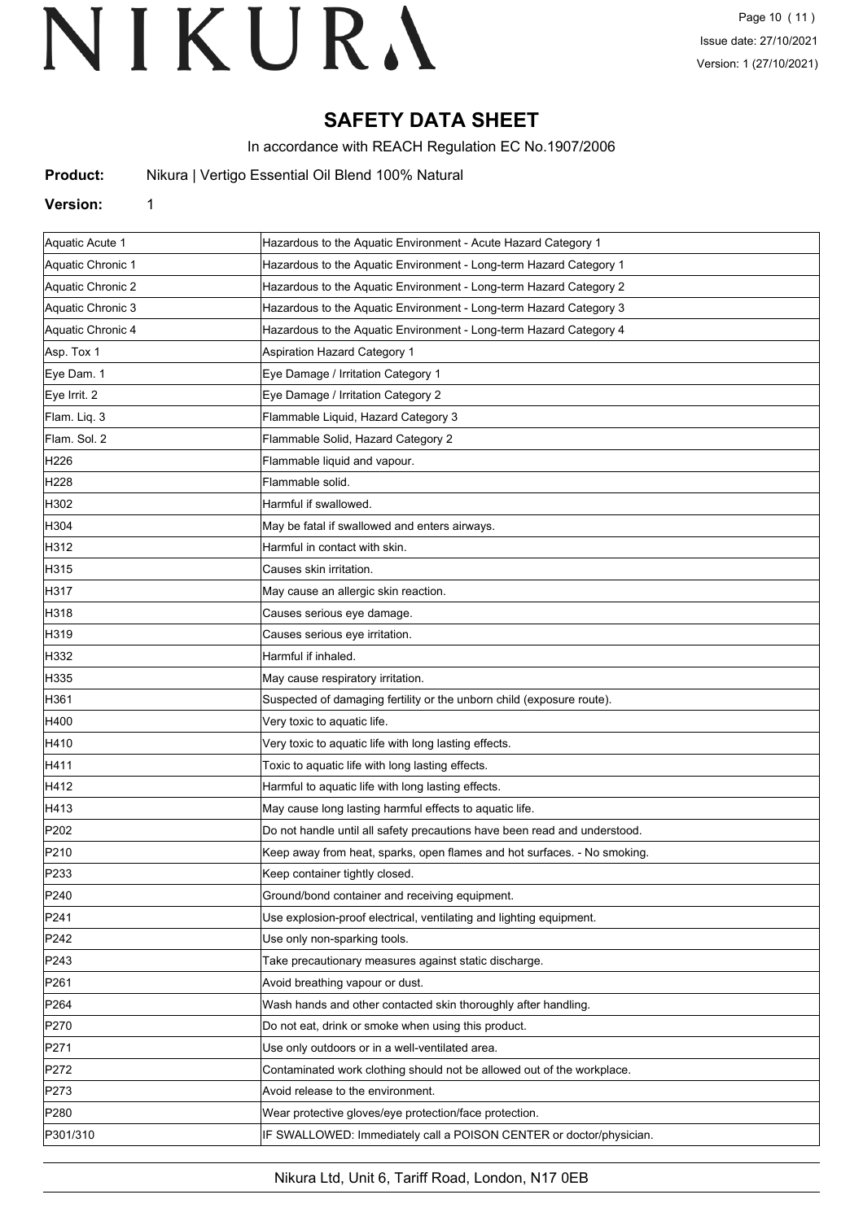# SAFETY DATA SHEET

In accordance with REACH Regulation EC No.1907/2006

**Product:** Nikura | Vertigo Essential Oil Blend 100% Natural

**Version:** 1

| | |
|---|---|
| Aquatic Acute 1 | Hazardous to the Aquatic Environment - Acute Hazard Category 1 |
| Aquatic Chronic 1 | Hazardous to the Aquatic Environment - Long-term Hazard Category 1 |
| Aquatic Chronic 2 | Hazardous to the Aquatic Environment - Long-term Hazard Category 2 |
| Aquatic Chronic 3 | Hazardous to the Aquatic Environment - Long-term Hazard Category 3 |
| Aquatic Chronic 4 | Hazardous to the Aquatic Environment - Long-term Hazard Category 4 |
| Asp. Tox 1 | Aspiration Hazard Category 1 |
| Eye Dam. 1 | Eye Damage / Irritation Category 1 |
| Eye Irrit. 2 | Eye Damage / Irritation Category 2 |
| Flam. Liq. 3 | Flammable Liquid, Hazard Category 3 |
| Flam. Sol. 2 | Flammable Solid, Hazard Category 2 |
| H226 | Flammable liquid and vapour. |
| H228 | Flammable solid. |
| H302 | Harmful if swallowed. |
| H304 | May be fatal if swallowed and enters airways. |
| H312 | Harmful in contact with skin. |
| H315 | Causes skin irritation. |
| H317 | May cause an allergic skin reaction. |
| H318 | Causes serious eye damage. |
| H319 | Causes serious eye irritation. |
| H332 | Harmful if inhaled. |
| H335 | May cause respiratory irritation. |
| H361 | Suspected of damaging fertility or the unborn child (exposure route). |
| H400 | Very toxic to aquatic life. |
| H410 | Very toxic to aquatic life with long lasting effects. |
| H411 | Toxic to aquatic life with long lasting effects. |
| H412 | Harmful to aquatic life with long lasting effects. |
| H413 | May cause long lasting harmful effects to aquatic life. |
| P202 | Do not handle until all safety precautions have been read and understood. |
| P210 | Keep away from heat, sparks, open flames and hot surfaces. - No smoking. |
| P233 | Keep container tightly closed. |
| P240 | Ground/bond container and receiving equipment. |
| P241 | Use explosion-proof electrical, ventilating and lighting equipment. |
| P242 | Use only non-sparking tools. |
| P243 | Take precautionary measures against static discharge. |
| P261 | Avoid breathing vapour or dust. |
| P264 | Wash hands and other contacted skin thoroughly after handling. |
| P270 | Do not eat, drink or smoke when using this product. |
| P271 | Use only outdoors or in a well-ventilated area. |
| P272 | Contaminated work clothing should not be allowed out of the workplace. |
| P273 | Avoid release to the environment. |
| P280 | Wear protective gloves/eye protection/face protection. |
| P301/310 | IF SWALLOWED: Immediately call a POISON CENTER or doctor/physician. |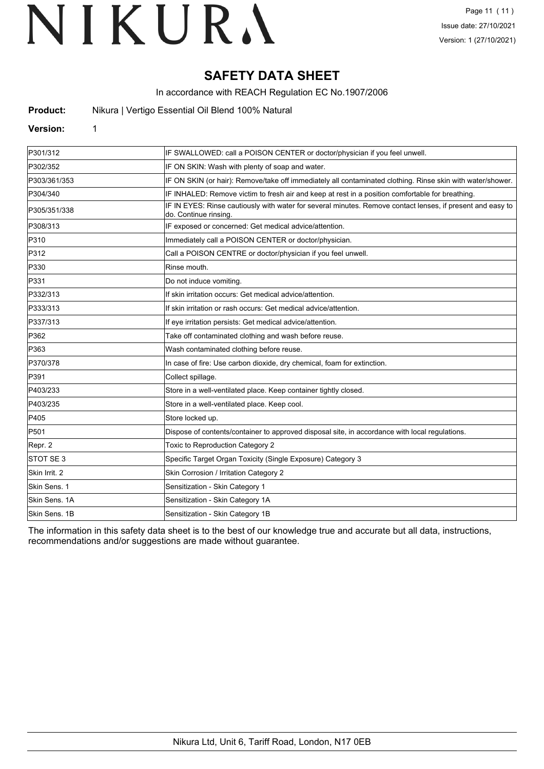# SAFETY DATA SHEET

In accordance with REACH Regulation EC No.1907/2006

**Product:** Nikura | Vertigo Essential Oil Blend 100% Natural

**Version:** 1

| | |
|---|---|
| P301/312 | IF SWALLOWED: call a POISON CENTER or doctor/physician if you feel unwell. |
| P302/352 | IF ON SKIN: Wash with plenty of soap and water. |
| P303/361/353 | IF ON SKIN (or hair): Remove/take off immediately all contaminated clothing. Rinse skin with water/shower. |
| P304/340 | IF INHALED: Remove victim to fresh air and keep at rest in a position comfortable for breathing. |
| P305/351/338 | IF IN EYES: Rinse cautiously with water for several minutes. Remove contact lenses, if present and easy to do. Continue rinsing. |
| P308/313 | IF exposed or concerned: Get medical advice/attention. |
| P310 | Immediately call a POISON CENTER or doctor/physician. |
| P312 | Call a POISON CENTRE or doctor/physician if you feel unwell. |
| P330 | Rinse mouth. |
| P331 | Do not induce vomiting. |
| P332/313 | If skin irritation occurs: Get medical advice/attention. |
| P333/313 | If skin irritation or rash occurs: Get medical advice/attention. |
| P337/313 | If eye irritation persists: Get medical advice/attention. |
| P362 | Take off contaminated clothing and wash before reuse. |
| P363 | Wash contaminated clothing before reuse. |
| P370/378 | In case of fire: Use carbon dioxide, dry chemical, foam for extinction. |
| P391 | Collect spillage. |
| P403/233 | Store in a well-ventilated place. Keep container tightly closed. |
| P403/235 | Store in a well-ventilated place. Keep cool. |
| P405 | Store locked up. |
| P501 | Dispose of contents/container to approved disposal site, in accordance with local regulations. |
| Repr. 2 | Toxic to Reproduction Category 2 |
| STOT SE 3 | Specific Target Organ Toxicity (Single Exposure) Category 3 |
| Skin Irrit. 2 | Skin Corrosion / Irritation Category 2 |
| Skin Sens. 1 | Sensitization - Skin Category 1 |
| Skin Sens. 1A | Sensitization - Skin Category 1A |
| Skin Sens. 1B | Sensitization - Skin Category 1B |

The information in this safety data sheet is to the best of our knowledge true and accurate but all data, instructions, recommendations and/or suggestions are made without guarantee.